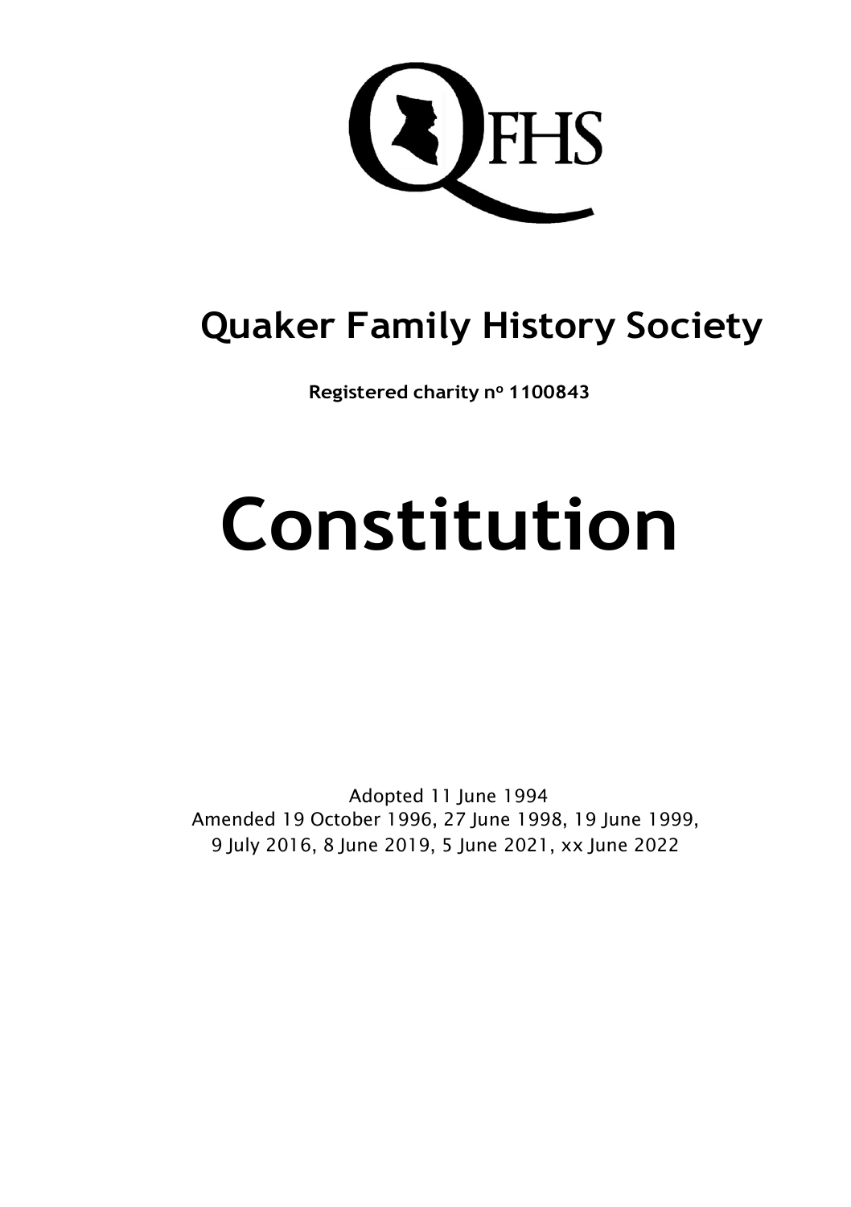QFHS

# Quaker Family History Society

**Registered charity nº 1100843**

# Constitution

Adopted 11 June 1994
Amended 19 October 1996, 27 June 1998, 19 June 1999,
9 July 2016, 8 June 2019, 5 June 2021, xx June 2022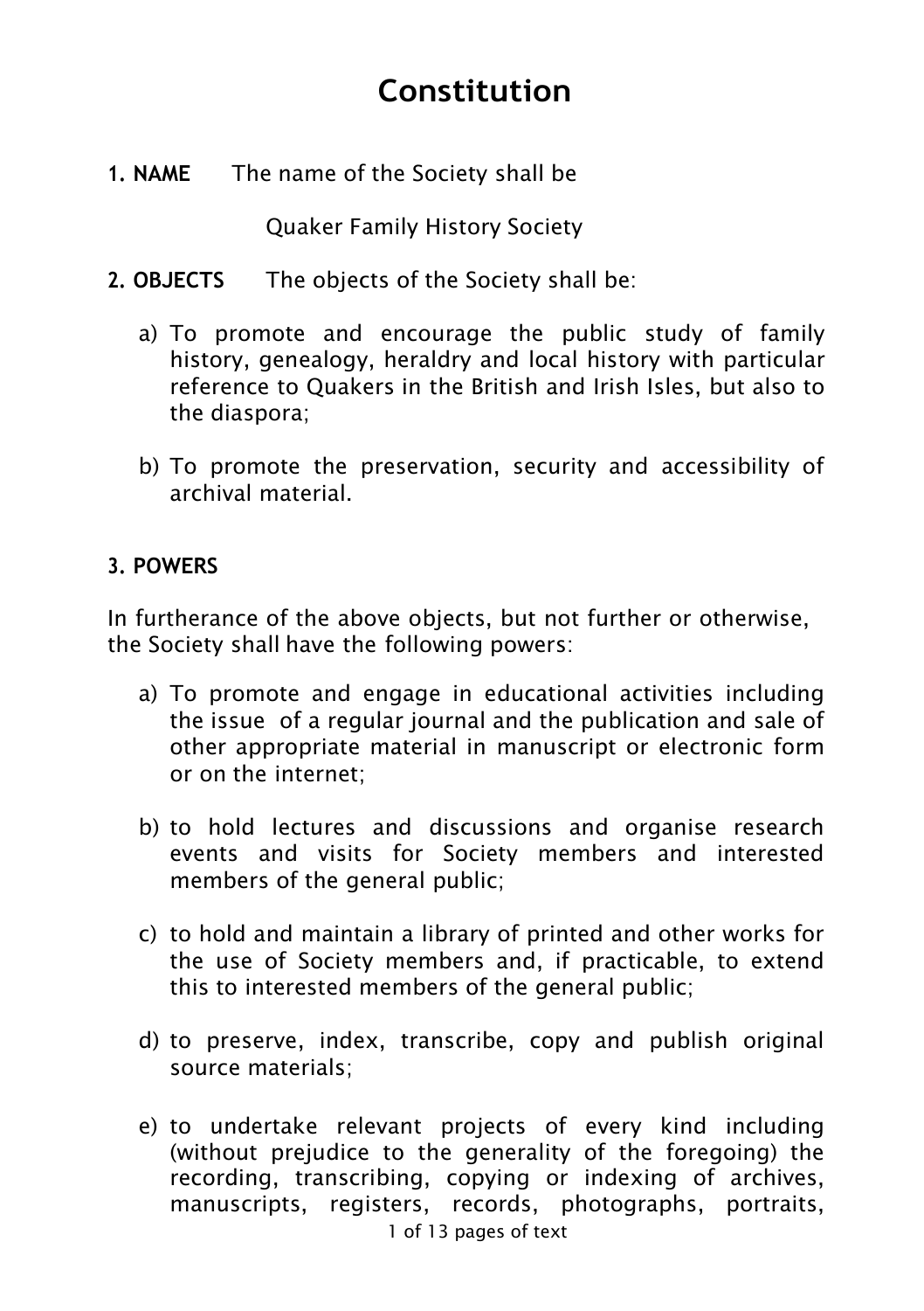# Constitution

**1. NAME** The name of the Society shall be

Quaker Family History Society

**2. OBJECTS** The objects of the Society shall be:

a) To promote and encourage the public study of family history, genealogy, heraldry and local history with particular reference to Quakers in the British and Irish Isles, but also to the diaspora;

b) To promote the preservation, security and accessibility of archival material.

**3. POWERS**

In furtherance of the above objects, but not further or otherwise, the Society shall have the following powers:

a) To promote and engage in educational activities including the issue of a regular journal and the publication and sale of other appropriate material in manuscript or electronic form or on the internet;

b) to hold lectures and discussions and organise research events and visits for Society members and interested members of the general public;

c) to hold and maintain a library of printed and other works for the use of Society members and, if practicable, to extend this to interested members of the general public;

d) to preserve, index, transcribe, copy and publish original source materials;

e) to undertake relevant projects of every kind including (without prejudice to the generality of the foregoing) the recording, transcribing, copying or indexing of archives, manuscripts, registers, records, photographs, portraits,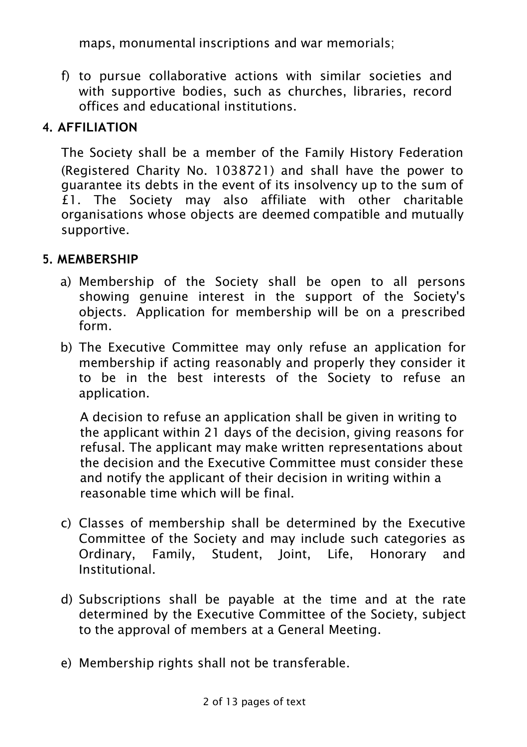maps, monumental inscriptions and war memorials;

f) to pursue collaborative actions with similar societies and with supportive bodies, such as churches, libraries, record offices and educational institutions.

## 4. AFFILIATION

The Society shall be a member of the Family History Federation (Registered Charity No. 1038721) and shall have the power to guarantee its debts in the event of its insolvency up to the sum of £1. The Society may also affiliate with other charitable organisations whose objects are deemed compatible and mutually supportive.

## 5. MEMBERSHIP

a) Membership of the Society shall be open to all persons showing genuine interest in the support of the Society's objects. Application for membership will be on a prescribed form.

b) The Executive Committee may only refuse an application for membership if acting reasonably and properly they consider it to be in the best interests of the Society to refuse an application.

   A decision to refuse an application shall be given in writing to the applicant within 21 days of the decision, giving reasons for refusal. The applicant may make written representations about the decision and the Executive Committee must consider these and notify the applicant of their decision in writing within a reasonable time which will be final.

c) Classes of membership shall be determined by the Executive Committee of the Society and may include such categories as Ordinary, Family, Student, Joint, Life, Honorary and Institutional.

d) Subscriptions shall be payable at the time and at the rate determined by the Executive Committee of the Society, subject to the approval of members at a General Meeting.

e) Membership rights shall not be transferable.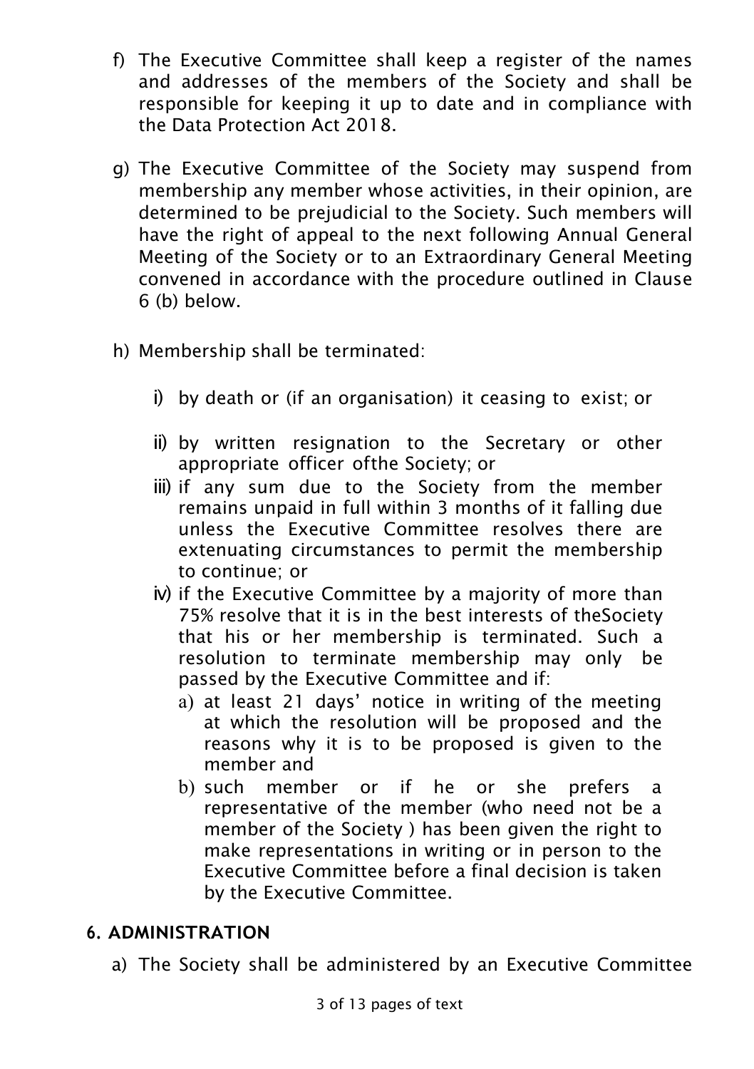f) The Executive Committee shall keep a register of the names and addresses of the members of the Society and shall be responsible for keeping it up to date and in compliance with the Data Protection Act 2018.

g) The Executive Committee of the Society may suspend from membership any member whose activities, in their opinion, are determined to be prejudicial to the Society. Such members will have the right of appeal to the next following Annual General Meeting of the Society or to an Extraordinary General Meeting convened in accordance with the procedure outlined in Clause 6 (b) below.

h) Membership shall be terminated:

   i) by death or (if an organisation) it ceasing to exist; or

   ii) by written resignation to the Secretary or other appropriate officer ofthe Society; or

   iii) if any sum due to the Society from the member remains unpaid in full within 3 months of it falling due unless the Executive Committee resolves there are extenuating circumstances to permit the membership to continue; or

   iv) if the Executive Committee by a majority of more than 75% resolve that it is in the best interests of theSociety that his or her membership is terminated. Such a resolution to terminate membership may only be passed by the Executive Committee and if:

      a) at least 21 days' notice in writing of the meeting at which the resolution will be proposed and the reasons why it is to be proposed is given to the member and

      b) such member or if he or she prefers a representative of the member (who need not be a member of the Society ) has been given the right to make representations in writing or in person to the Executive Committee before a final decision is taken by the Executive Committee.

## 6. ADMINISTRATION

a) The Society shall be administered by an Executive Committee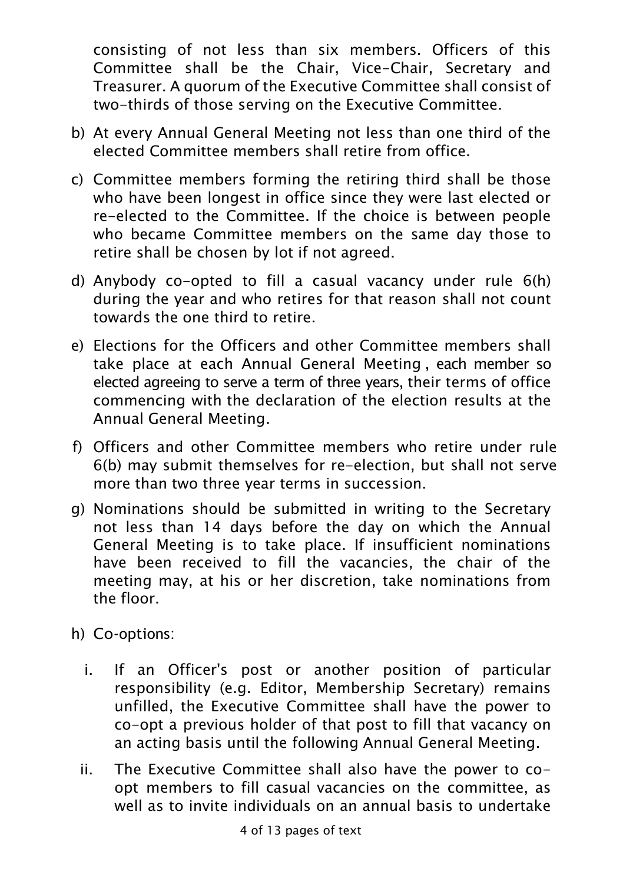consisting of not less than six members. Officers of this Committee shall be the Chair, Vice-Chair, Secretary and Treasurer. A quorum of the Executive Committee shall consist of two-thirds of those serving on the Executive Committee.

b) At every Annual General Meeting not less than one third of the elected Committee members shall retire from office.

c) Committee members forming the retiring third shall be those who have been longest in office since they were last elected or re-elected to the Committee. If the choice is between people who became Committee members on the same day those to retire shall be chosen by lot if not agreed.

d) Anybody co-opted to fill a casual vacancy under rule 6(h) during the year and who retires for that reason shall not count towards the one third to retire.

e) Elections for the Officers and other Committee members shall take place at each Annual General Meeting , each member so elected agreeing to serve a term of three years, their terms of office commencing with the declaration of the election results at the Annual General Meeting.

f) Officers and other Committee members who retire under rule 6(b) may submit themselves for re-election, but shall not serve more than two three year terms in succession.

g) Nominations should be submitted in writing to the Secretary not less than 14 days before the day on which the Annual General Meeting is to take place. If insufficient nominations have been received to fill the vacancies, the chair of the meeting may, at his or her discretion, take nominations from the floor.

h) Co-options:

   i. If an Officer's post or another position of particular responsibility (e.g. Editor, Membership Secretary) remains unfilled, the Executive Committee shall have the power to co-opt a previous holder of that post to fill that vacancy on an acting basis until the following Annual General Meeting.

   ii. The Executive Committee shall also have the power to co-opt members to fill casual vacancies on the committee, as well as to invite individuals on an annual basis to undertake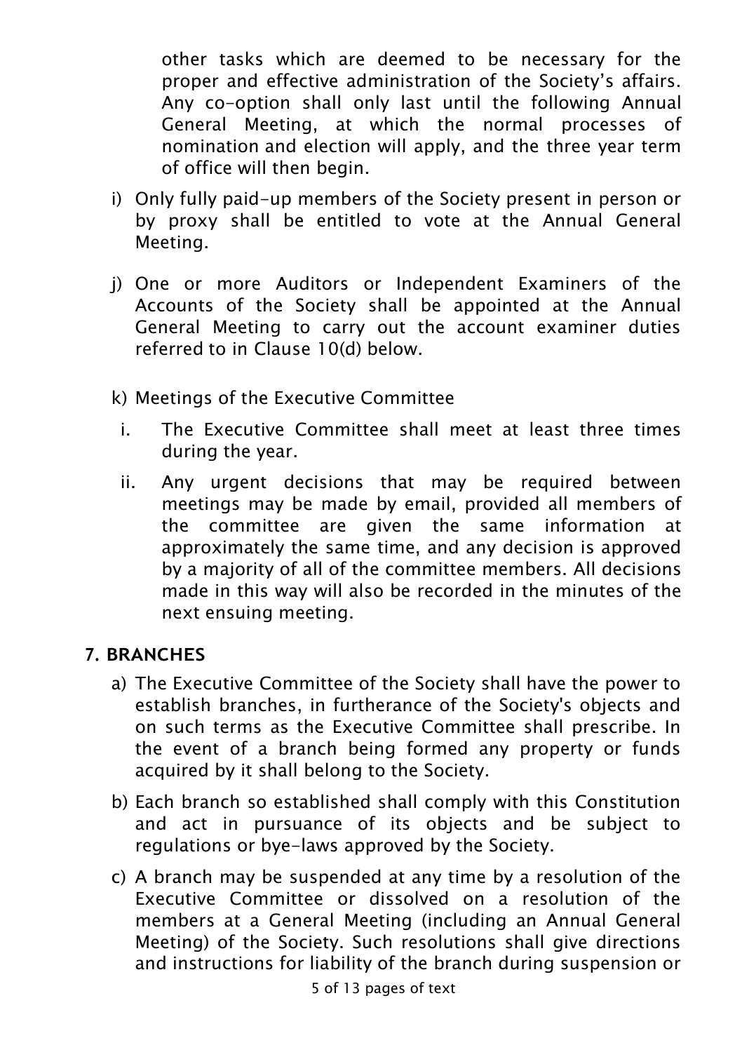other tasks which are deemed to be necessary for the proper and effective administration of the Society's affairs. Any co-option shall only last until the following Annual General Meeting, at which the normal processes of nomination and election will apply, and the three year term of office will then begin.

i) Only fully paid-up members of the Society present in person or by proxy shall be entitled to vote at the Annual General Meeting.

j) One or more Auditors or Independent Examiners of the Accounts of the Society shall be appointed at the Annual General Meeting to carry out the account examiner duties referred to in Clause 10(d) below.

k) Meetings of the Executive Committee

   i. The Executive Committee shall meet at least three times during the year.

   ii. Any urgent decisions that may be required between meetings may be made by email, provided all members of the committee are given the same information at approximately the same time, and any decision is approved by a majority of all of the committee members. All decisions made in this way will also be recorded in the minutes of the next ensuing meeting.

## 7. BRANCHES

a) The Executive Committee of the Society shall have the power to establish branches, in furtherance of the Society's objects and on such terms as the Executive Committee shall prescribe. In the event of a branch being formed any property or funds acquired by it shall belong to the Society.

b) Each branch so established shall comply with this Constitution and act in pursuance of its objects and be subject to regulations or bye-laws approved by the Society.

c) A branch may be suspended at any time by a resolution of the Executive Committee or dissolved on a resolution of the members at a General Meeting (including an Annual General Meeting) of the Society. Such resolutions shall give directions and instructions for liability of the branch during suspension or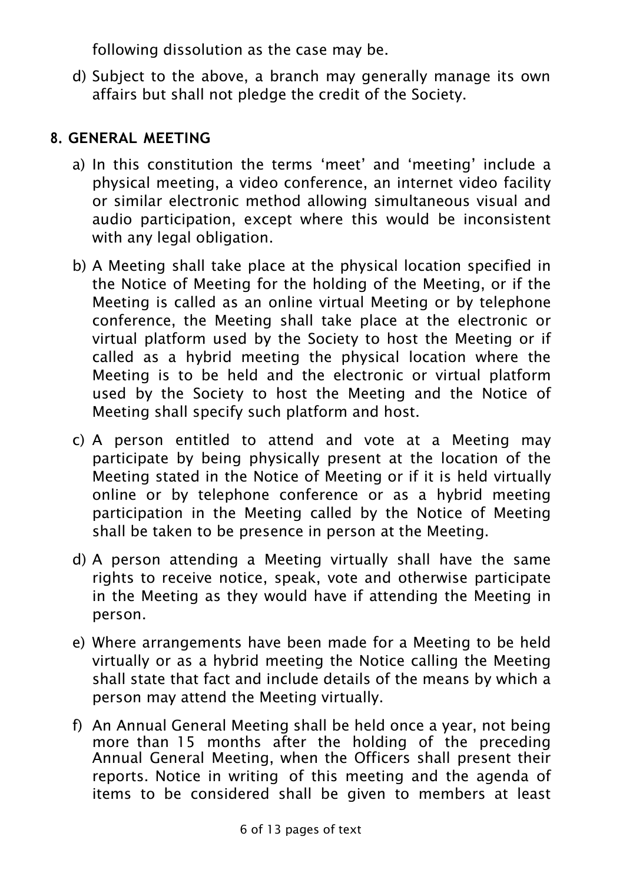following dissolution as the case may be.

d) Subject to the above, a branch may generally manage its own affairs but shall not pledge the credit of the Society.

## 8. GENERAL MEETING

a) In this constitution the terms 'meet' and 'meeting' include a physical meeting, a video conference, an internet video facility or similar electronic method allowing simultaneous visual and audio participation, except where this would be inconsistent with any legal obligation.

b) A Meeting shall take place at the physical location specified in the Notice of Meeting for the holding of the Meeting, or if the Meeting is called as an online virtual Meeting or by telephone conference, the Meeting shall take place at the electronic or virtual platform used by the Society to host the Meeting or if called as a hybrid meeting the physical location where the Meeting is to be held and the electronic or virtual platform used by the Society to host the Meeting and the Notice of Meeting shall specify such platform and host.

c) A person entitled to attend and vote at a Meeting may participate by being physically present at the location of the Meeting stated in the Notice of Meeting or if it is held virtually online or by telephone conference or as a hybrid meeting participation in the Meeting called by the Notice of Meeting shall be taken to be presence in person at the Meeting.

d) A person attending a Meeting virtually shall have the same rights to receive notice, speak, vote and otherwise participate in the Meeting as they would have if attending the Meeting in person.

e) Where arrangements have been made for a Meeting to be held virtually or as a hybrid meeting the Notice calling the Meeting shall state that fact and include details of the means by which a person may attend the Meeting virtually.

f) An Annual General Meeting shall be held once a year, not being more than 15 months after the holding of the preceding Annual General Meeting, when the Officers shall present their reports. Notice in writing of this meeting and the agenda of items to be considered shall be given to members at least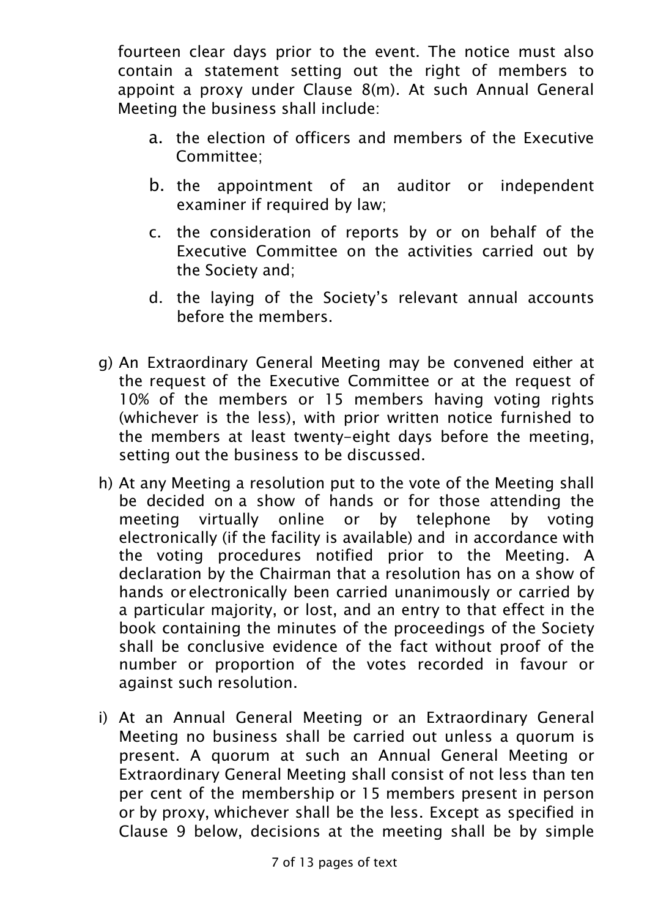fourteen clear days prior to the event. The notice must also contain a statement setting out the right of members to appoint a proxy under Clause 8(m). At such Annual General Meeting the business shall include:

a. the election of officers and members of the Executive Committee;

b. the appointment of an auditor or independent examiner if required by law;

c. the consideration of reports by or on behalf of the Executive Committee on the activities carried out by the Society and;

d. the laying of the Society's relevant annual accounts before the members.

g) An Extraordinary General Meeting may be convened either at the request of the Executive Committee or at the request of 10% of the members or 15 members having voting rights (whichever is the less), with prior written notice furnished to the members at least twenty-eight days before the meeting, setting out the business to be discussed.

h) At any Meeting a resolution put to the vote of the Meeting shall be decided on a show of hands or for those attending the meeting virtually online or by telephone by voting electronically (if the facility is available) and in accordance with the voting procedures notified prior to the Meeting. A declaration by the Chairman that a resolution has on a show of hands or electronically been carried unanimously or carried by a particular majority, or lost, and an entry to that effect in the book containing the minutes of the proceedings of the Society shall be conclusive evidence of the fact without proof of the number or proportion of the votes recorded in favour or against such resolution.

i) At an Annual General Meeting or an Extraordinary General Meeting no business shall be carried out unless a quorum is present. A quorum at such an Annual General Meeting or Extraordinary General Meeting shall consist of not less than ten per cent of the membership or 15 members present in person or by proxy, whichever shall be the less. Except as specified in Clause 9 below, decisions at the meeting shall be by simple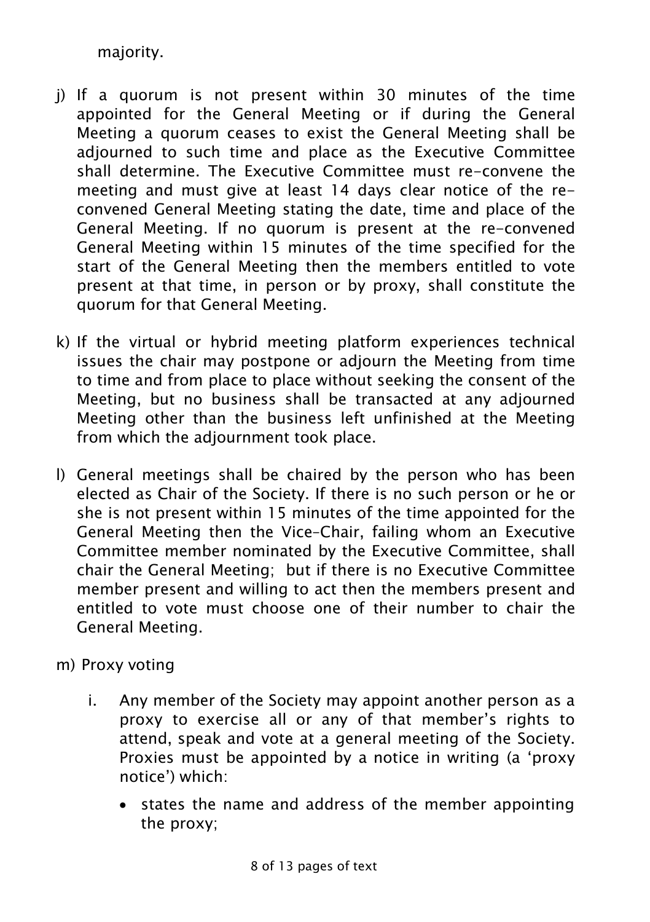majority.

j) If a quorum is not present within 30 minutes of the time appointed for the General Meeting or if during the General Meeting a quorum ceases to exist the General Meeting shall be adjourned to such time and place as the Executive Committee shall determine. The Executive Committee must re-convene the meeting and must give at least 14 days clear notice of the re-convened General Meeting stating the date, time and place of the General Meeting. If no quorum is present at the re-convened General Meeting within 15 minutes of the time specified for the start of the General Meeting then the members entitled to vote present at that time, in person or by proxy, shall constitute the quorum for that General Meeting.

k) If the virtual or hybrid meeting platform experiences technical issues the chair may postpone or adjourn the Meeting from time to time and from place to place without seeking the consent of the Meeting, but no business shall be transacted at any adjourned Meeting other than the business left unfinished at the Meeting from which the adjournment took place.

l) General meetings shall be chaired by the person who has been elected as Chair of the Society. If there is no such person or he or she is not present within 15 minutes of the time appointed for the General Meeting then the Vice-Chair, failing whom an Executive Committee member nominated by the Executive Committee, shall chair the General Meeting; but if there is no Executive Committee member present and willing to act then the members present and entitled to vote must choose one of their number to chair the General Meeting.

m) Proxy voting

   i. Any member of the Society may appoint another person as a proxy to exercise all or any of that member's rights to attend, speak and vote at a general meeting of the Society. Proxies must be appointed by a notice in writing (a 'proxy notice') which:

      - states the name and address of the member appointing the proxy;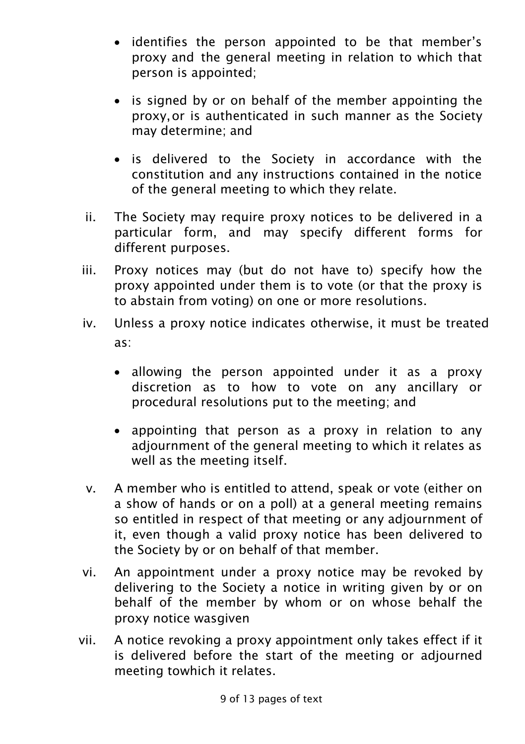- identifies the person appointed to be that member's proxy and the general meeting in relation to which that person is appointed;
- is signed by or on behalf of the member appointing the proxy, or is authenticated in such manner as the Society may determine; and
- is delivered to the Society in accordance with the constitution and any instructions contained in the notice of the general meeting to which they relate.

ii. The Society may require proxy notices to be delivered in a particular form, and may specify different forms for different purposes.

iii. Proxy notices may (but do not have to) specify how the proxy appointed under them is to vote (or that the proxy is to abstain from voting) on one or more resolutions.

iv. Unless a proxy notice indicates otherwise, it must be treated as:

- allowing the person appointed under it as a proxy discretion as to how to vote on any ancillary or procedural resolutions put to the meeting; and
- appointing that person as a proxy in relation to any adjournment of the general meeting to which it relates as well as the meeting itself.

v. A member who is entitled to attend, speak or vote (either on a show of hands or on a poll) at a general meeting remains so entitled in respect of that meeting or any adjournment of it, even though a valid proxy notice has been delivered to the Society by or on behalf of that member.

vi. An appointment under a proxy notice may be revoked by delivering to the Society a notice in writing given by or on behalf of the member by whom or on whose behalf the proxy notice wasgiven

vii. A notice revoking a proxy appointment only takes effect if it is delivered before the start of the meeting or adjourned meeting towhich it relates.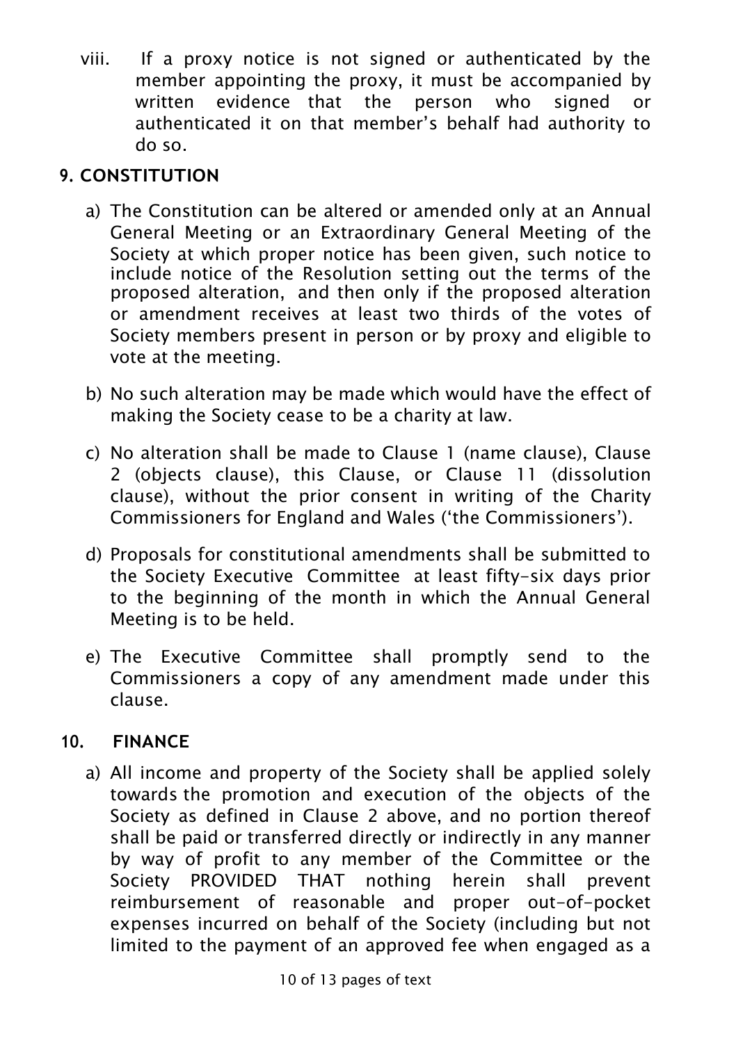viii. If a proxy notice is not signed or authenticated by the member appointing the proxy, it must be accompanied by written evidence that the person who signed or authenticated it on that member's behalf had authority to do so.

## 9. CONSTITUTION

a) The Constitution can be altered or amended only at an Annual General Meeting or an Extraordinary General Meeting of the Society at which proper notice has been given, such notice to include notice of the Resolution setting out the terms of the proposed alteration, and then only if the proposed alteration or amendment receives at least two thirds of the votes of Society members present in person or by proxy and eligible to vote at the meeting.

b) No such alteration may be made which would have the effect of making the Society cease to be a charity at law.

c) No alteration shall be made to Clause 1 (name clause), Clause 2 (objects clause), this Clause, or Clause 11 (dissolution clause), without the prior consent in writing of the Charity Commissioners for England and Wales ('the Commissioners').

d) Proposals for constitutional amendments shall be submitted to the Society Executive Committee at least fifty-six days prior to the beginning of the month in which the Annual General Meeting is to be held.

e) The Executive Committee shall promptly send to the Commissioners a copy of any amendment made under this clause.

## 10. FINANCE

a) All income and property of the Society shall be applied solely towards the promotion and execution of the objects of the Society as defined in Clause 2 above, and no portion thereof shall be paid or transferred directly or indirectly in any manner by way of profit to any member of the Committee or the Society PROVIDED THAT nothing herein shall prevent reimbursement of reasonable and proper out-of-pocket expenses incurred on behalf of the Society (including but not limited to the payment of an approved fee when engaged as a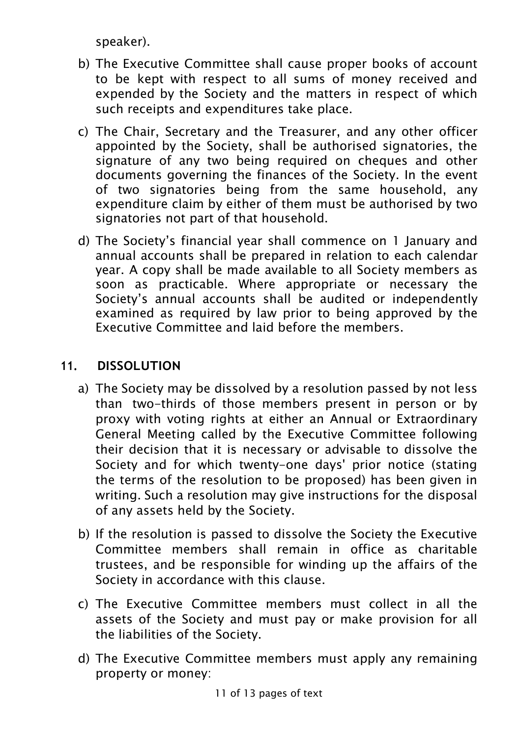speaker).

b) The Executive Committee shall cause proper books of account to be kept with respect to all sums of money received and expended by the Society and the matters in respect of which such receipts and expenditures take place.

c) The Chair, Secretary and the Treasurer, and any other officer appointed by the Society, shall be authorised signatories, the signature of any two being required on cheques and other documents governing the finances of the Society. In the event of two signatories being from the same household, any expenditure claim by either of them must be authorised by two signatories not part of that household.

d) The Society's financial year shall commence on 1 January and annual accounts shall be prepared in relation to each calendar year. A copy shall be made available to all Society members as soon as practicable. Where appropriate or necessary the Society's annual accounts shall be audited or independently examined as required by law prior to being approved by the Executive Committee and laid before the members.

## 11. DISSOLUTION

a) The Society may be dissolved by a resolution passed by not less than two-thirds of those members present in person or by proxy with voting rights at either an Annual or Extraordinary General Meeting called by the Executive Committee following their decision that it is necessary or advisable to dissolve the Society and for which twenty-one days' prior notice (stating the terms of the resolution to be proposed) has been given in writing. Such a resolution may give instructions for the disposal of any assets held by the Society.

b) If the resolution is passed to dissolve the Society the Executive Committee members shall remain in office as charitable trustees, and be responsible for winding up the affairs of the Society in accordance with this clause.

c) The Executive Committee members must collect in all the assets of the Society and must pay or make provision for all the liabilities of the Society.

d) The Executive Committee members must apply any remaining property or money: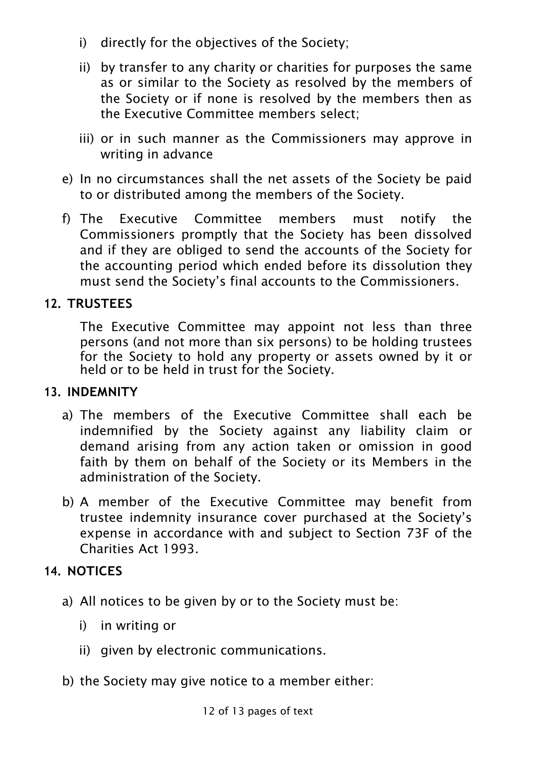i) directly for the objectives of the Society;

   ii) by transfer to any charity or charities for purposes the same as or similar to the Society as resolved by the members of the Society or if none is resolved by the members then as the Executive Committee members select;

   iii) or in such manner as the Commissioners may approve in writing in advance

e) In no circumstances shall the net assets of the Society be paid to or distributed among the members of the Society.

f) The Executive Committee members must notify the Commissioners promptly that the Society has been dissolved and if they are obliged to send the accounts of the Society for the accounting period which ended before its dissolution they must send the Society's final accounts to the Commissioners.

## 12. TRUSTEES

The Executive Committee may appoint not less than three persons (and not more than six persons) to be holding trustees for the Society to hold any property or assets owned by it or held or to be held in trust for the Society.

## 13. INDEMNITY

a) The members of the Executive Committee shall each be indemnified by the Society against any liability claim or demand arising from any action taken or omission in good faith by them on behalf of the Society or its Members in the administration of the Society.

b) A member of the Executive Committee may benefit from trustee indemnity insurance cover purchased at the Society's expense in accordance with and subject to Section 73F of the Charities Act 1993.

## 14. NOTICES

a) All notices to be given by or to the Society must be:

   i) in writing or

   ii) given by electronic communications.

b) the Society may give notice to a member either: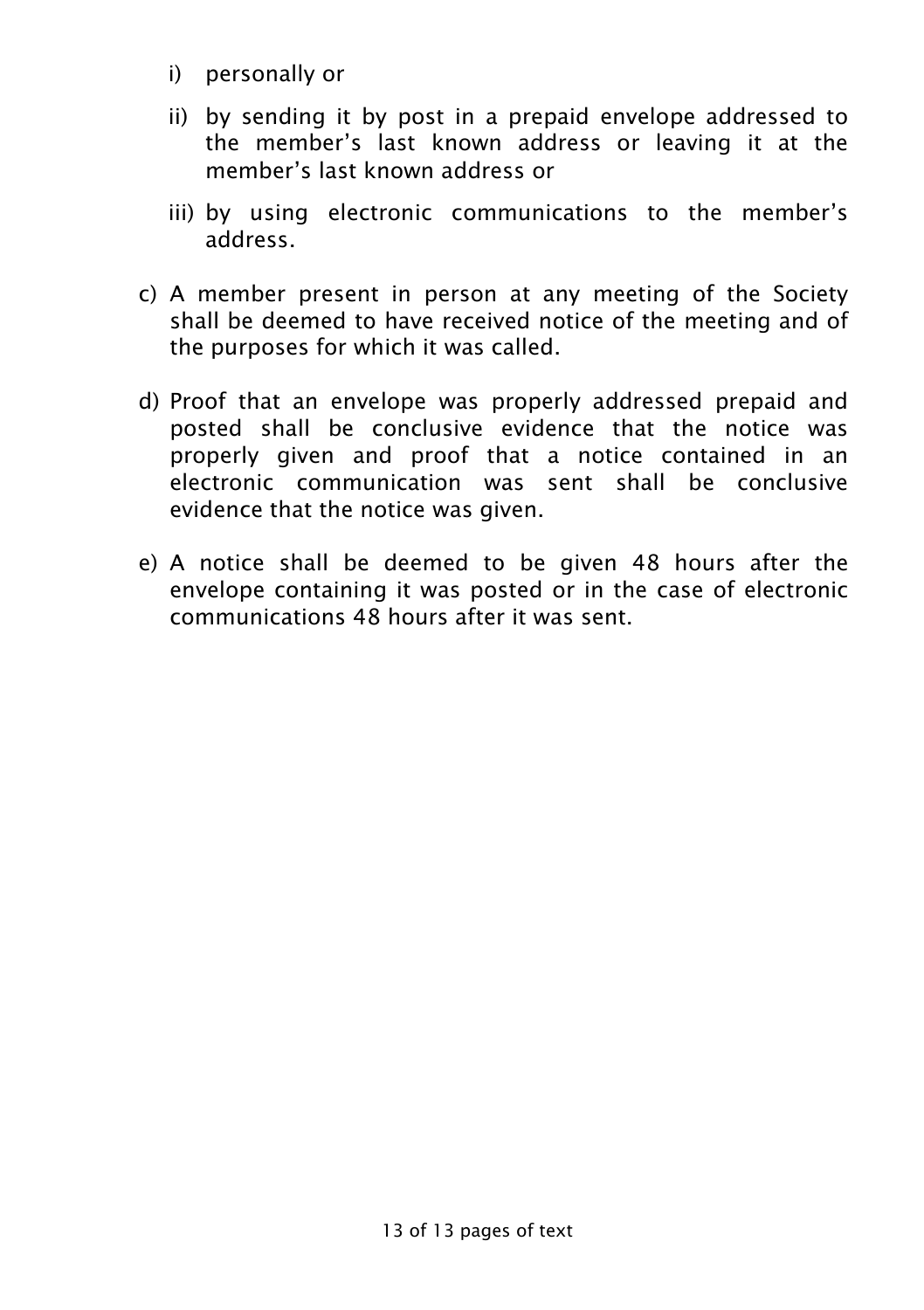i) personally or

   ii) by sending it by post in a prepaid envelope addressed to the member's last known address or leaving it at the member's last known address or

   iii) by using electronic communications to the member's address.

c) A member present in person at any meeting of the Society shall be deemed to have received notice of the meeting and of the purposes for which it was called.

d) Proof that an envelope was properly addressed prepaid and posted shall be conclusive evidence that the notice was properly given and proof that a notice contained in an electronic communication was sent shall be conclusive evidence that the notice was given.

e) A notice shall be deemed to be given 48 hours after the envelope containing it was posted or in the case of electronic communications 48 hours after it was sent.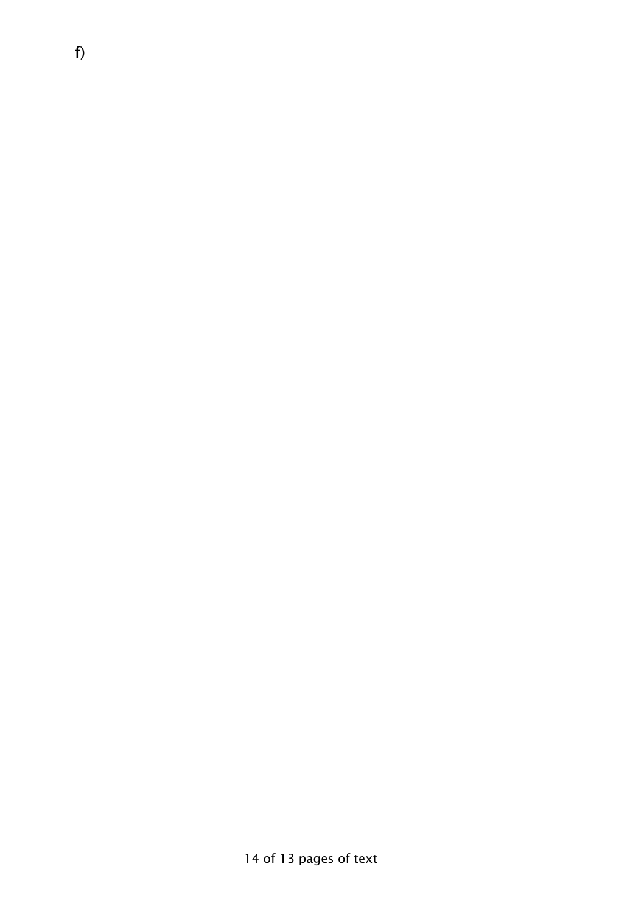f)